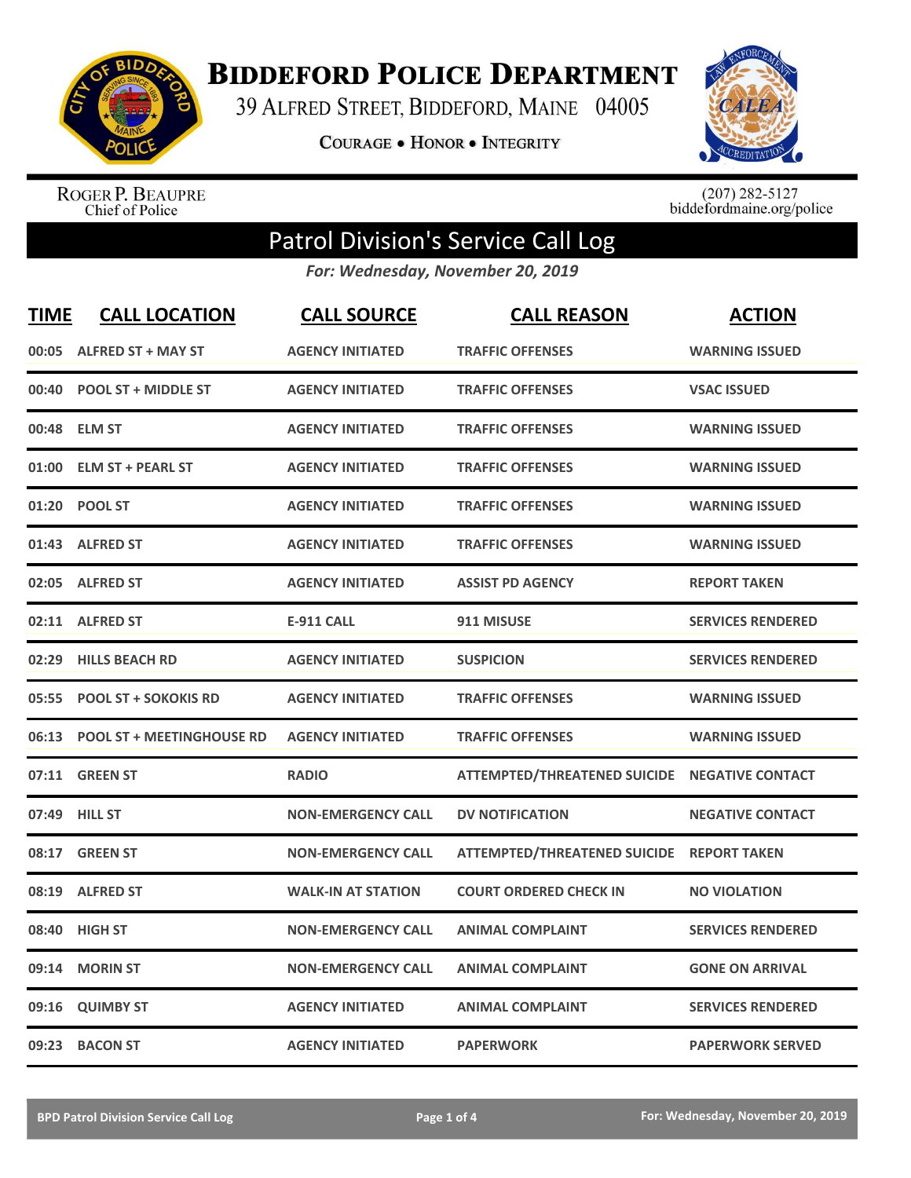# Biddeford Police Department

39 Alfred Street, Biddeford, Maine 04005

**Courage • Honor • Integrity**

Roger P. Beaupre
Chief of Police

(207) 282-5127
biddefordmaine.org/police

## Patrol Division's Service Call Log

*For: Wednesday, November 20, 2019*

| TIME | CALL LOCATION | CALL SOURCE | CALL REASON | ACTION |
|---|---|---|---|---|
| 00:05 | ALFRED ST + MAY ST | AGENCY INITIATED | TRAFFIC OFFENSES | WARNING ISSUED |
| 00:40 | POOL ST + MIDDLE ST | AGENCY INITIATED | TRAFFIC OFFENSES | VSAC ISSUED |
| 00:48 | ELM ST | AGENCY INITIATED | TRAFFIC OFFENSES | WARNING ISSUED |
| 01:00 | ELM ST + PEARL ST | AGENCY INITIATED | TRAFFIC OFFENSES | WARNING ISSUED |
| 01:20 | POOL ST | AGENCY INITIATED | TRAFFIC OFFENSES | WARNING ISSUED |
| 01:43 | ALFRED ST | AGENCY INITIATED | TRAFFIC OFFENSES | WARNING ISSUED |
| 02:05 | ALFRED ST | AGENCY INITIATED | ASSIST PD AGENCY | REPORT TAKEN |
| 02:11 | ALFRED ST | E-911 CALL | 911 MISUSE | SERVICES RENDERED |
| 02:29 | HILLS BEACH RD | AGENCY INITIATED | SUSPICION | SERVICES RENDERED |
| 05:55 | POOL ST + SOKOKIS RD | AGENCY INITIATED | TRAFFIC OFFENSES | WARNING ISSUED |
| 06:13 | POOL ST + MEETINGHOUSE RD | AGENCY INITIATED | TRAFFIC OFFENSES | WARNING ISSUED |
| 07:11 | GREEN ST | RADIO | ATTEMPTED/THREATENED SUICIDE | NEGATIVE CONTACT |
| 07:49 | HILL ST | NON-EMERGENCY CALL | DV NOTIFICATION | NEGATIVE CONTACT |
| 08:17 | GREEN ST | NON-EMERGENCY CALL | ATTEMPTED/THREATENED SUICIDE | REPORT TAKEN |
| 08:19 | ALFRED ST | WALK-IN AT STATION | COURT ORDERED CHECK IN | NO VIOLATION |
| 08:40 | HIGH ST | NON-EMERGENCY CALL | ANIMAL COMPLAINT | SERVICES RENDERED |
| 09:14 | MORIN ST | NON-EMERGENCY CALL | ANIMAL COMPLAINT | GONE ON ARRIVAL |
| 09:16 | QUIMBY ST | AGENCY INITIATED | ANIMAL COMPLAINT | SERVICES RENDERED |
| 09:23 | BACON ST | AGENCY INITIATED | PAPERWORK | PAPERWORK SERVED |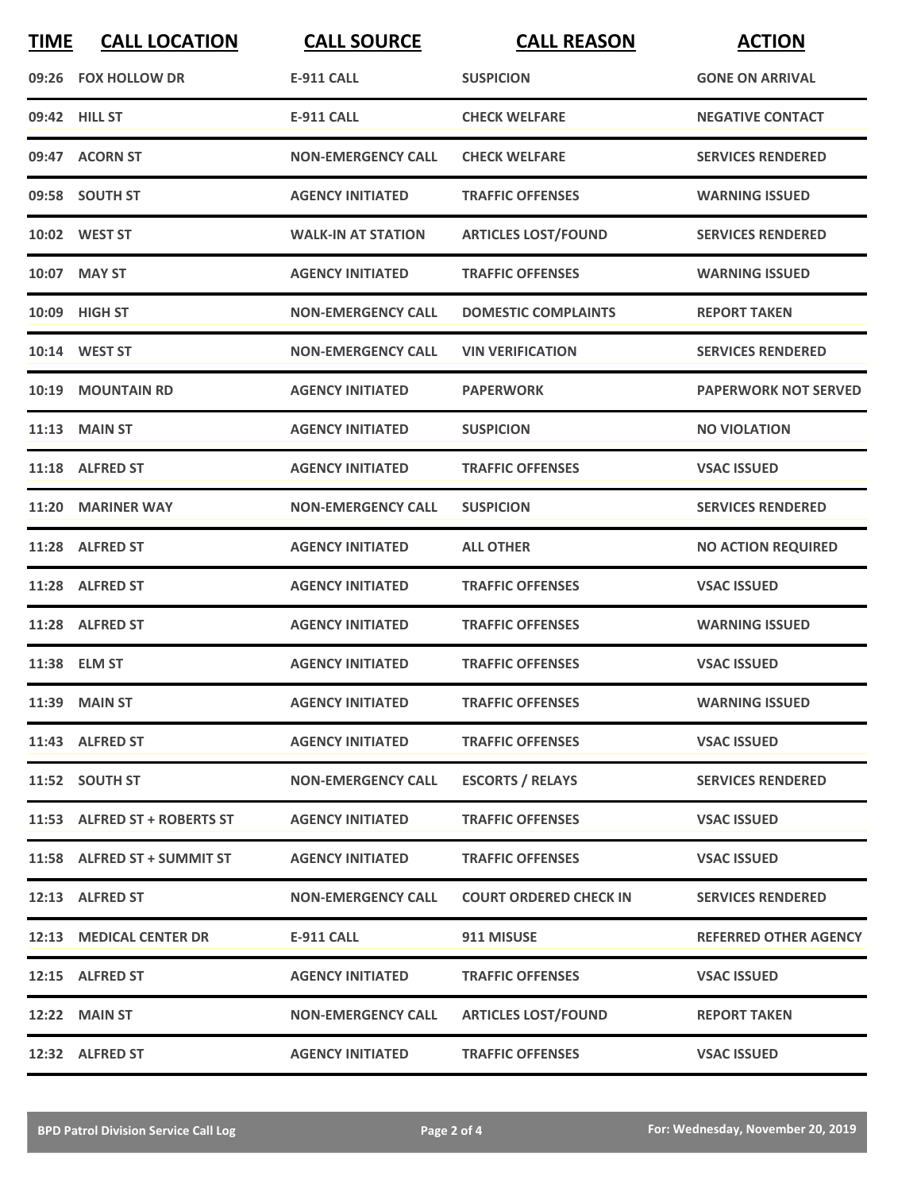| TIME | CALL LOCATION | CALL SOURCE | CALL REASON | ACTION |
|---|---|---|---|---|
| 09:26 | FOX HOLLOW DR | E-911 CALL | SUSPICION | GONE ON ARRIVAL |
| 09:42 | HILL ST | E-911 CALL | CHECK WELFARE | NEGATIVE CONTACT |
| 09:47 | ACORN ST | NON-EMERGENCY CALL | CHECK WELFARE | SERVICES RENDERED |
| 09:58 | SOUTH ST | AGENCY INITIATED | TRAFFIC OFFENSES | WARNING ISSUED |
| 10:02 | WEST ST | WALK-IN AT STATION | ARTICLES LOST/FOUND | SERVICES RENDERED |
| 10:07 | MAY ST | AGENCY INITIATED | TRAFFIC OFFENSES | WARNING ISSUED |
| 10:09 | HIGH ST | NON-EMERGENCY CALL | DOMESTIC COMPLAINTS | REPORT TAKEN |
| 10:14 | WEST ST | NON-EMERGENCY CALL | VIN VERIFICATION | SERVICES RENDERED |
| 10:19 | MOUNTAIN RD | AGENCY INITIATED | PAPERWORK | PAPERWORK NOT SERVED |
| 11:13 | MAIN ST | AGENCY INITIATED | SUSPICION | NO VIOLATION |
| 11:18 | ALFRED ST | AGENCY INITIATED | TRAFFIC OFFENSES | VSAC ISSUED |
| 11:20 | MARINER WAY | NON-EMERGENCY CALL | SUSPICION | SERVICES RENDERED |
| 11:28 | ALFRED ST | AGENCY INITIATED | ALL OTHER | NO ACTION REQUIRED |
| 11:28 | ALFRED ST | AGENCY INITIATED | TRAFFIC OFFENSES | VSAC ISSUED |
| 11:28 | ALFRED ST | AGENCY INITIATED | TRAFFIC OFFENSES | WARNING ISSUED |
| 11:38 | ELM ST | AGENCY INITIATED | TRAFFIC OFFENSES | VSAC ISSUED |
| 11:39 | MAIN ST | AGENCY INITIATED | TRAFFIC OFFENSES | WARNING ISSUED |
| 11:43 | ALFRED ST | AGENCY INITIATED | TRAFFIC OFFENSES | VSAC ISSUED |
| 11:52 | SOUTH ST | NON-EMERGENCY CALL | ESCORTS / RELAYS | SERVICES RENDERED |
| 11:53 | ALFRED ST + ROBERTS ST | AGENCY INITIATED | TRAFFIC OFFENSES | VSAC ISSUED |
| 11:58 | ALFRED ST + SUMMIT ST | AGENCY INITIATED | TRAFFIC OFFENSES | VSAC ISSUED |
| 12:13 | ALFRED ST | NON-EMERGENCY CALL | COURT ORDERED CHECK IN | SERVICES RENDERED |
| 12:13 | MEDICAL CENTER DR | E-911 CALL | 911 MISUSE | REFERRED OTHER AGENCY |
| 12:15 | ALFRED ST | AGENCY INITIATED | TRAFFIC OFFENSES | VSAC ISSUED |
| 12:22 | MAIN ST | NON-EMERGENCY CALL | ARTICLES LOST/FOUND | REPORT TAKEN |
| 12:32 | ALFRED ST | AGENCY INITIATED | TRAFFIC OFFENSES | VSAC ISSUED |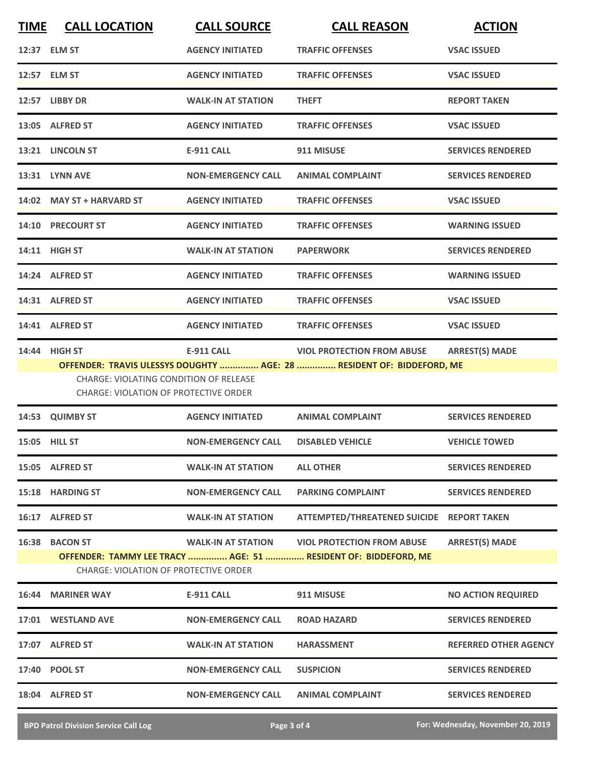| TIME | CALL LOCATION | CALL SOURCE | CALL REASON | ACTION |
|---|---|---|---|---|
| 12:37 | ELM ST | AGENCY INITIATED | TRAFFIC OFFENSES | VSAC ISSUED |
| 12:57 | ELM ST | AGENCY INITIATED | TRAFFIC OFFENSES | VSAC ISSUED |
| 12:57 | LIBBY DR | WALK-IN AT STATION | THEFT | REPORT TAKEN |
| 13:05 | ALFRED ST | AGENCY INITIATED | TRAFFIC OFFENSES | VSAC ISSUED |
| 13:21 | LINCOLN ST | E-911 CALL | 911 MISUSE | SERVICES RENDERED |
| 13:31 | LYNN AVE | NON-EMERGENCY CALL | ANIMAL COMPLAINT | SERVICES RENDERED |
| 14:02 | MAY ST + HARVARD ST | AGENCY INITIATED | TRAFFIC OFFENSES | VSAC ISSUED |
| 14:10 | PRECOURT ST | AGENCY INITIATED | TRAFFIC OFFENSES | WARNING ISSUED |
| 14:11 | HIGH ST | WALK-IN AT STATION | PAPERWORK | SERVICES RENDERED |
| 14:24 | ALFRED ST | AGENCY INITIATED | TRAFFIC OFFENSES | WARNING ISSUED |
| 14:31 | ALFRED ST | AGENCY INITIATED | TRAFFIC OFFENSES | VSAC ISSUED |
| 14:41 | ALFRED ST | AGENCY INITIATED | TRAFFIC OFFENSES | VSAC ISSUED |
| 14:44 | HIGH ST | E-911 CALL | VIOL PROTECTION FROM ABUSE | ARREST(S) MADE |

**OFFENDER: TRAVIS ULESSYS DOUGHTY ............... AGE: 28 ............... RESIDENT OF: BIDDEFORD, ME**

CHARGE: VIOLATING CONDITION OF RELEASE
CHARGE: VIOLATION OF PROTECTIVE ORDER

| TIME | CALL LOCATION | CALL SOURCE | CALL REASON | ACTION |
|---|---|---|---|---|
| 14:53 | QUIMBY ST | AGENCY INITIATED | ANIMAL COMPLAINT | SERVICES RENDERED |
| 15:05 | HILL ST | NON-EMERGENCY CALL | DISABLED VEHICLE | VEHICLE TOWED |
| 15:05 | ALFRED ST | WALK-IN AT STATION | ALL OTHER | SERVICES RENDERED |
| 15:18 | HARDING ST | NON-EMERGENCY CALL | PARKING COMPLAINT | SERVICES RENDERED |
| 16:17 | ALFRED ST | WALK-IN AT STATION | ATTEMPTED/THREATENED SUICIDE | REPORT TAKEN |
| 16:38 | BACON ST | WALK-IN AT STATION | VIOL PROTECTION FROM ABUSE | ARREST(S) MADE |

**OFFENDER: TAMMY LEE TRACY ............... AGE: 51 ............... RESIDENT OF: BIDDEFORD, ME**

CHARGE: VIOLATION OF PROTECTIVE ORDER

| TIME | CALL LOCATION | CALL SOURCE | CALL REASON | ACTION |
|---|---|---|---|---|
| 16:44 | MARINER WAY | E-911 CALL | 911 MISUSE | NO ACTION REQUIRED |
| 17:01 | WESTLAND AVE | NON-EMERGENCY CALL | ROAD HAZARD | SERVICES RENDERED |
| 17:07 | ALFRED ST | WALK-IN AT STATION | HARASSMENT | REFERRED OTHER AGENCY |
| 17:40 | POOL ST | NON-EMERGENCY CALL | SUSPICION | SERVICES RENDERED |
| 18:04 | ALFRED ST | NON-EMERGENCY CALL | ANIMAL COMPLAINT | SERVICES RENDERED |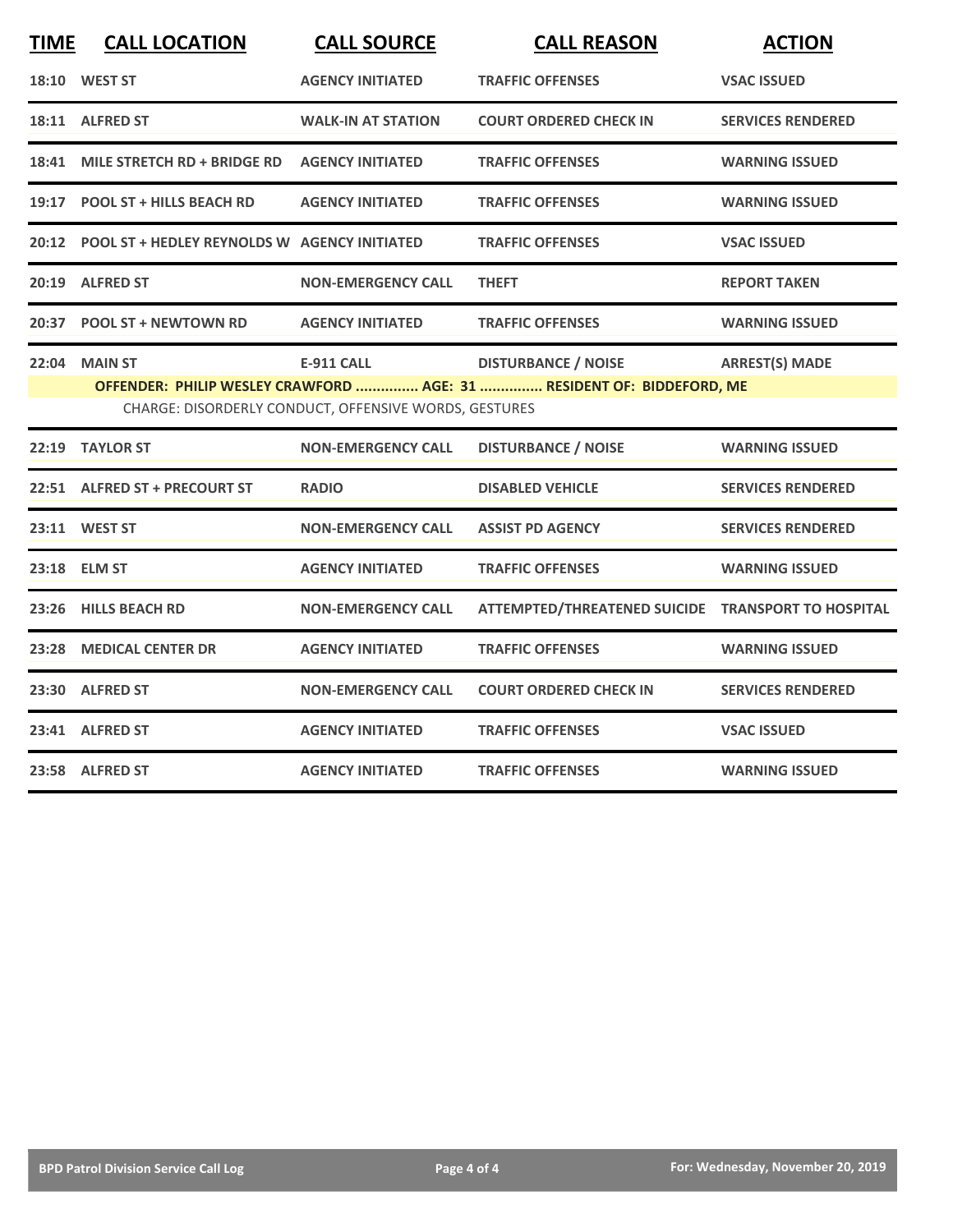| TIME | CALL LOCATION | CALL SOURCE | CALL REASON | ACTION |
|---|---|---|---|---|
| 18:10 | WEST ST | AGENCY INITIATED | TRAFFIC OFFENSES | VSAC ISSUED |
| 18:11 | ALFRED ST | WALK-IN AT STATION | COURT ORDERED CHECK IN | SERVICES RENDERED |
| 18:41 | MILE STRETCH RD + BRIDGE RD | AGENCY INITIATED | TRAFFIC OFFENSES | WARNING ISSUED |
| 19:17 | POOL ST + HILLS BEACH RD | AGENCY INITIATED | TRAFFIC OFFENSES | WARNING ISSUED |
| 20:12 | POOL ST + HEDLEY REYNOLDS W | AGENCY INITIATED | TRAFFIC OFFENSES | VSAC ISSUED |
| 20:19 | ALFRED ST | NON-EMERGENCY CALL | THEFT | REPORT TAKEN |
| 20:37 | POOL ST + NEWTOWN RD | AGENCY INITIATED | TRAFFIC OFFENSES | WARNING ISSUED |
| 22:04 | MAIN ST | E-911 CALL | DISTURBANCE / NOISE | ARREST(S) MADE |
| | **OFFENDER: PHILIP WESLEY CRAWFORD ............... AGE: 31 ............... RESIDENT OF: BIDDEFORD, ME** | | | |
| | CHARGE: DISORDERLY CONDUCT, OFFENSIVE WORDS, GESTURES | | | |
| 22:19 | TAYLOR ST | NON-EMERGENCY CALL | DISTURBANCE / NOISE | WARNING ISSUED |
| 22:51 | ALFRED ST + PRECOURT ST | RADIO | DISABLED VEHICLE | SERVICES RENDERED |
| 23:11 | WEST ST | NON-EMERGENCY CALL | ASSIST PD AGENCY | SERVICES RENDERED |
| 23:18 | ELM ST | AGENCY INITIATED | TRAFFIC OFFENSES | WARNING ISSUED |
| 23:26 | HILLS BEACH RD | NON-EMERGENCY CALL | ATTEMPTED/THREATENED SUICIDE | TRANSPORT TO HOSPITAL |
| 23:28 | MEDICAL CENTER DR | AGENCY INITIATED | TRAFFIC OFFENSES | WARNING ISSUED |
| 23:30 | ALFRED ST | NON-EMERGENCY CALL | COURT ORDERED CHECK IN | SERVICES RENDERED |
| 23:41 | ALFRED ST | AGENCY INITIATED | TRAFFIC OFFENSES | VSAC ISSUED |
| 23:58 | ALFRED ST | AGENCY INITIATED | TRAFFIC OFFENSES | WARNING ISSUED |